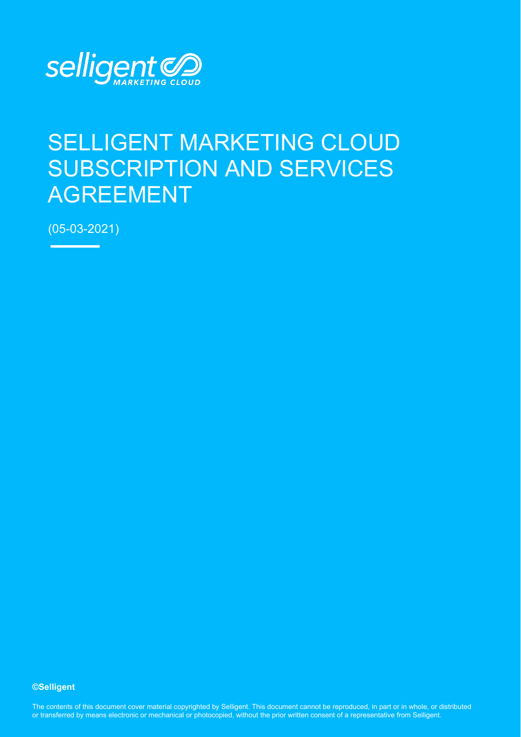selligent MARKETING CLOUD

# SELLIGENT MARKETING CLOUD SUBSCRIPTION AND SERVICES AGREEMENT

(05-03-2021)

**©Selligent**

The contents of this document cover material copyrighted by Selligent. This document cannot be reproduced, in part or in whole, or distributed or transferred by means electronic or mechanical or photocopied, without the prior written consent of a representative from Selligent.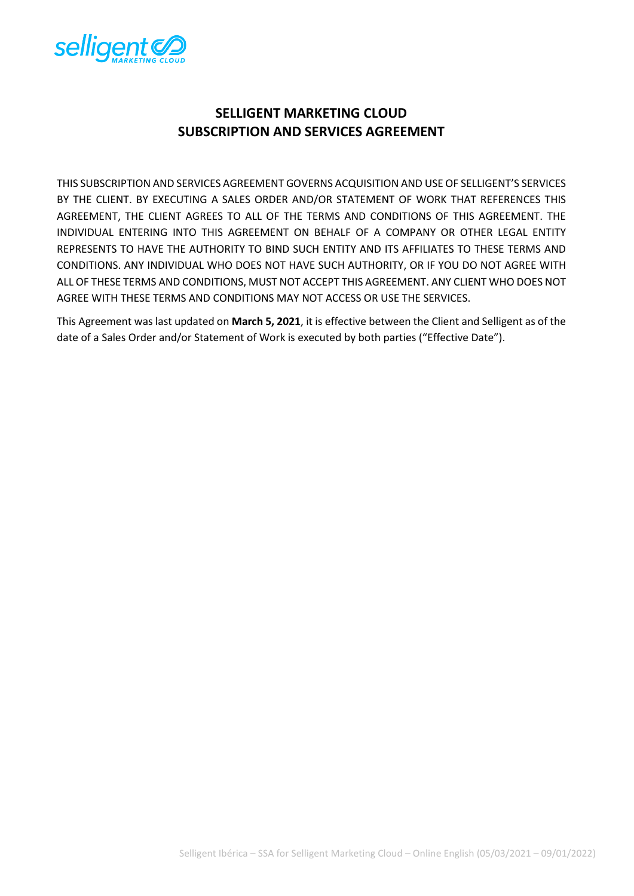# SELLIGENT MARKETING CLOUD
# SUBSCRIPTION AND SERVICES AGREEMENT

THIS SUBSCRIPTION AND SERVICES AGREEMENT GOVERNS ACQUISITION AND USE OF SELLIGENT'S SERVICES BY THE CLIENT. BY EXECUTING A SALES ORDER AND/OR STATEMENT OF WORK THAT REFERENCES THIS AGREEMENT, THE CLIENT AGREES TO ALL OF THE TERMS AND CONDITIONS OF THIS AGREEMENT. THE INDIVIDUAL ENTERING INTO THIS AGREEMENT ON BEHALF OF A COMPANY OR OTHER LEGAL ENTITY REPRESENTS TO HAVE THE AUTHORITY TO BIND SUCH ENTITY AND ITS AFFILIATES TO THESE TERMS AND CONDITIONS. ANY INDIVIDUAL WHO DOES NOT HAVE SUCH AUTHORITY, OR IF YOU DO NOT AGREE WITH ALL OF THESE TERMS AND CONDITIONS, MUST NOT ACCEPT THIS AGREEMENT. ANY CLIENT WHO DOES NOT AGREE WITH THESE TERMS AND CONDITIONS MAY NOT ACCESS OR USE THE SERVICES.

This Agreement was last updated on **March 5, 2021**, it is effective between the Client and Selligent as of the date of a Sales Order and/or Statement of Work is executed by both parties ("Effective Date").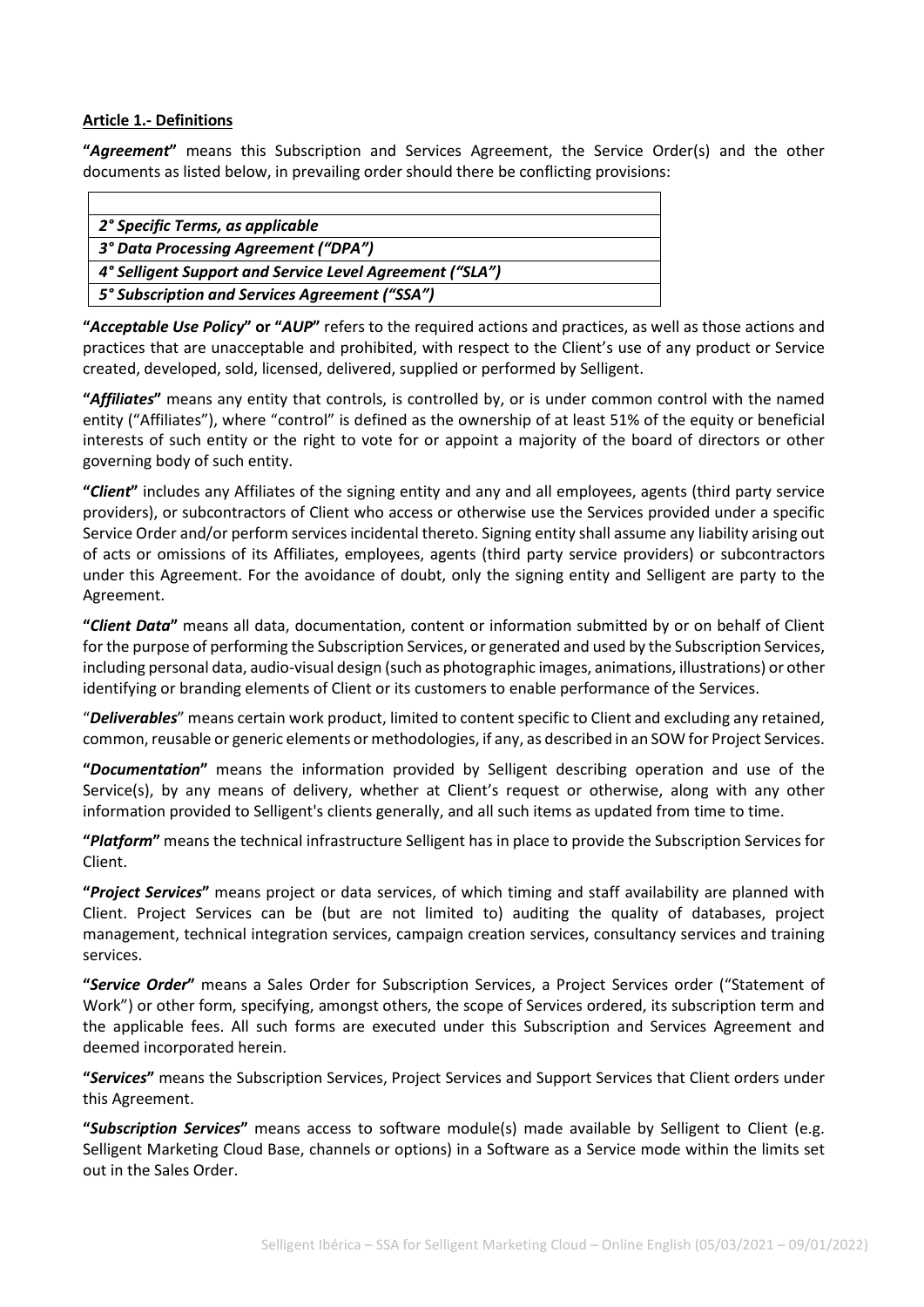**Article 1.- Definitions**

**"*Agreement*"** means this Subscription and Services Agreement, the Service Order(s) and the other documents as listed below, in prevailing order should there be conflicting provisions:

| |
|---|
| ***2° Specific Terms, as applicable*** |
| ***3° Data Processing Agreement ("DPA")*** |
| ***4° Selligent Support and Service Level Agreement ("SLA")*** |
| ***5° Subscription and Services Agreement ("SSA")*** |

**"*Acceptable Use Policy*" or "*AUP*"** refers to the required actions and practices, as well as those actions and practices that are unacceptable and prohibited, with respect to the Client's use of any product or Service created, developed, sold, licensed, delivered, supplied or performed by Selligent.

**"*Affiliates*"** means any entity that controls, is controlled by, or is under common control with the named entity ("Affiliates"), where "control" is defined as the ownership of at least 51% of the equity or beneficial interests of such entity or the right to vote for or appoint a majority of the board of directors or other governing body of such entity.

**"*Client*"** includes any Affiliates of the signing entity and any and all employees, agents (third party service providers), or subcontractors of Client who access or otherwise use the Services provided under a specific Service Order and/or perform services incidental thereto. Signing entity shall assume any liability arising out of acts or omissions of its Affiliates, employees, agents (third party service providers) or subcontractors under this Agreement. For the avoidance of doubt, only the signing entity and Selligent are party to the Agreement.

**"*Client Data*"** means all data, documentation, content or information submitted by or on behalf of Client for the purpose of performing the Subscription Services, or generated and used by the Subscription Services, including personal data, audio-visual design (such as photographic images, animations, illustrations) or other identifying or branding elements of Client or its customers to enable performance of the Services.

"***Deliverables***" means certain work product, limited to content specific to Client and excluding any retained, common, reusable or generic elements or methodologies, if any, as described in an SOW for Project Services.

**"*Documentation*"** means the information provided by Selligent describing operation and use of the Service(s), by any means of delivery, whether at Client's request or otherwise, along with any other information provided to Selligent's clients generally, and all such items as updated from time to time.

**"*Platform*"** means the technical infrastructure Selligent has in place to provide the Subscription Services for Client.

**"*Project Services*"** means project or data services, of which timing and staff availability are planned with Client. Project Services can be (but are not limited to) auditing the quality of databases, project management, technical integration services, campaign creation services, consultancy services and training services.

**"*Service Order*"** means a Sales Order for Subscription Services, a Project Services order ("Statement of Work") or other form, specifying, amongst others, the scope of Services ordered, its subscription term and the applicable fees. All such forms are executed under this Subscription and Services Agreement and deemed incorporated herein.

**"*Services*"** means the Subscription Services, Project Services and Support Services that Client orders under this Agreement.

**"*Subscription Services*"** means access to software module(s) made available by Selligent to Client (e.g. Selligent Marketing Cloud Base, channels or options) in a Software as a Service mode within the limits set out in the Sales Order.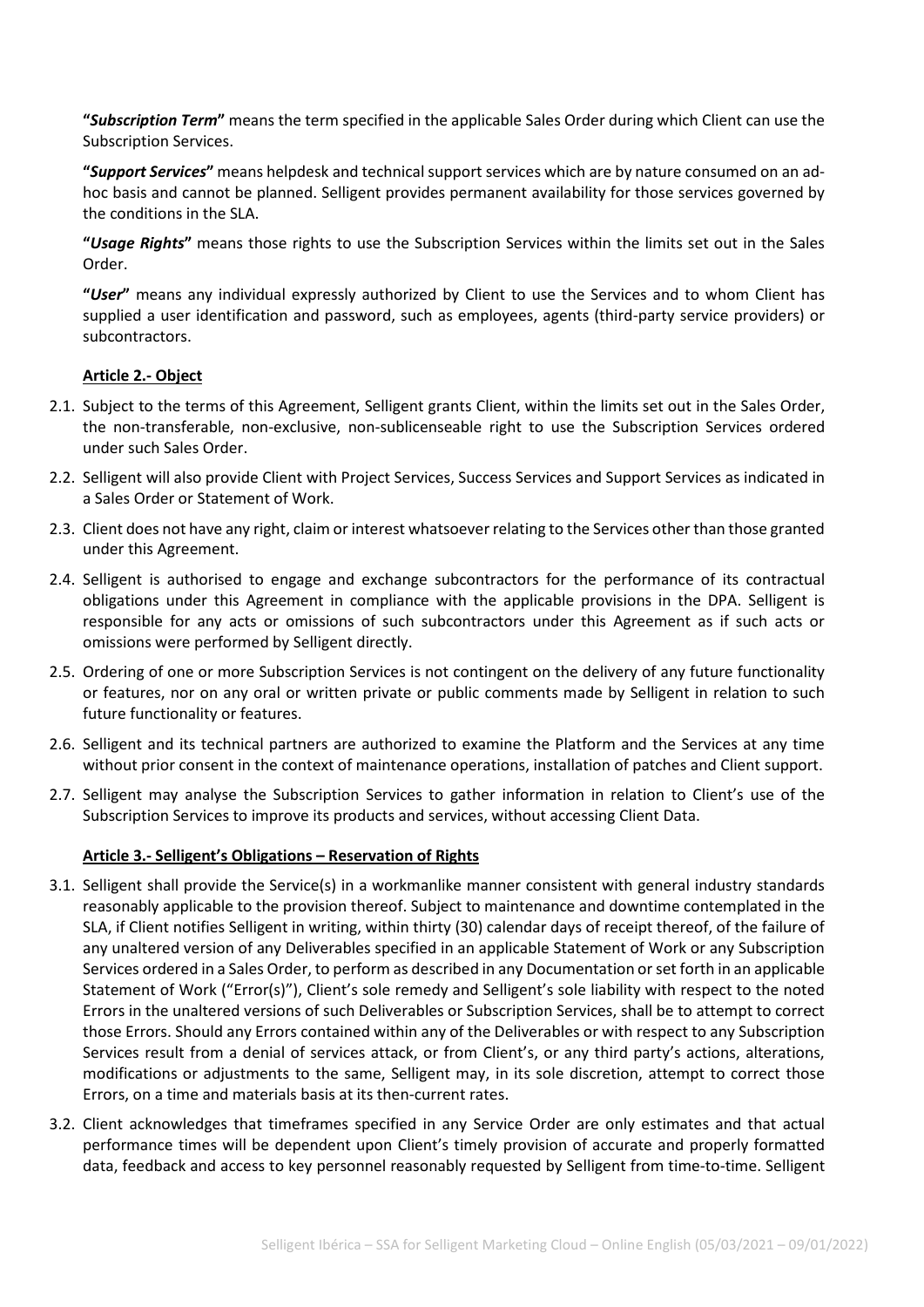**"*Subscription Term*"** means the term specified in the applicable Sales Order during which Client can use the Subscription Services.

**"*Support Services*"** means helpdesk and technical support services which are by nature consumed on an ad-hoc basis and cannot be planned. Selligent provides permanent availability for those services governed by the conditions in the SLA.

**"*Usage Rights*"** means those rights to use the Subscription Services within the limits set out in the Sales Order.

**"*User*"** means any individual expressly authorized by Client to use the Services and to whom Client has supplied a user identification and password, such as employees, agents (third-party service providers) or subcontractors.

## Article 2.- Object

2.1. Subject to the terms of this Agreement, Selligent grants Client, within the limits set out in the Sales Order, the non-transferable, non-exclusive, non-sublicenseable right to use the Subscription Services ordered under such Sales Order.

2.2. Selligent will also provide Client with Project Services, Success Services and Support Services as indicated in a Sales Order or Statement of Work.

2.3. Client does not have any right, claim or interest whatsoever relating to the Services other than those granted under this Agreement.

2.4. Selligent is authorised to engage and exchange subcontractors for the performance of its contractual obligations under this Agreement in compliance with the applicable provisions in the DPA. Selligent is responsible for any acts or omissions of such subcontractors under this Agreement as if such acts or omissions were performed by Selligent directly.

2.5. Ordering of one or more Subscription Services is not contingent on the delivery of any future functionality or features, nor on any oral or written private or public comments made by Selligent in relation to such future functionality or features.

2.6. Selligent and its technical partners are authorized to examine the Platform and the Services at any time without prior consent in the context of maintenance operations, installation of patches and Client support.

2.7. Selligent may analyse the Subscription Services to gather information in relation to Client's use of the Subscription Services to improve its products and services, without accessing Client Data.

## Article 3.- Selligent's Obligations – Reservation of Rights

3.1. Selligent shall provide the Service(s) in a workmanlike manner consistent with general industry standards reasonably applicable to the provision thereof. Subject to maintenance and downtime contemplated in the SLA, if Client notifies Selligent in writing, within thirty (30) calendar days of receipt thereof, of the failure of any unaltered version of any Deliverables specified in an applicable Statement of Work or any Subscription Services ordered in a Sales Order, to perform as described in any Documentation or set forth in an applicable Statement of Work ("Error(s)"), Client's sole remedy and Selligent's sole liability with respect to the noted Errors in the unaltered versions of such Deliverables or Subscription Services, shall be to attempt to correct those Errors. Should any Errors contained within any of the Deliverables or with respect to any Subscription Services result from a denial of services attack, or from Client's, or any third party's actions, alterations, modifications or adjustments to the same, Selligent may, in its sole discretion, attempt to correct those Errors, on a time and materials basis at its then-current rates.

3.2. Client acknowledges that timeframes specified in any Service Order are only estimates and that actual performance times will be dependent upon Client's timely provision of accurate and properly formatted data, feedback and access to key personnel reasonably requested by Selligent from time-to-time. Selligent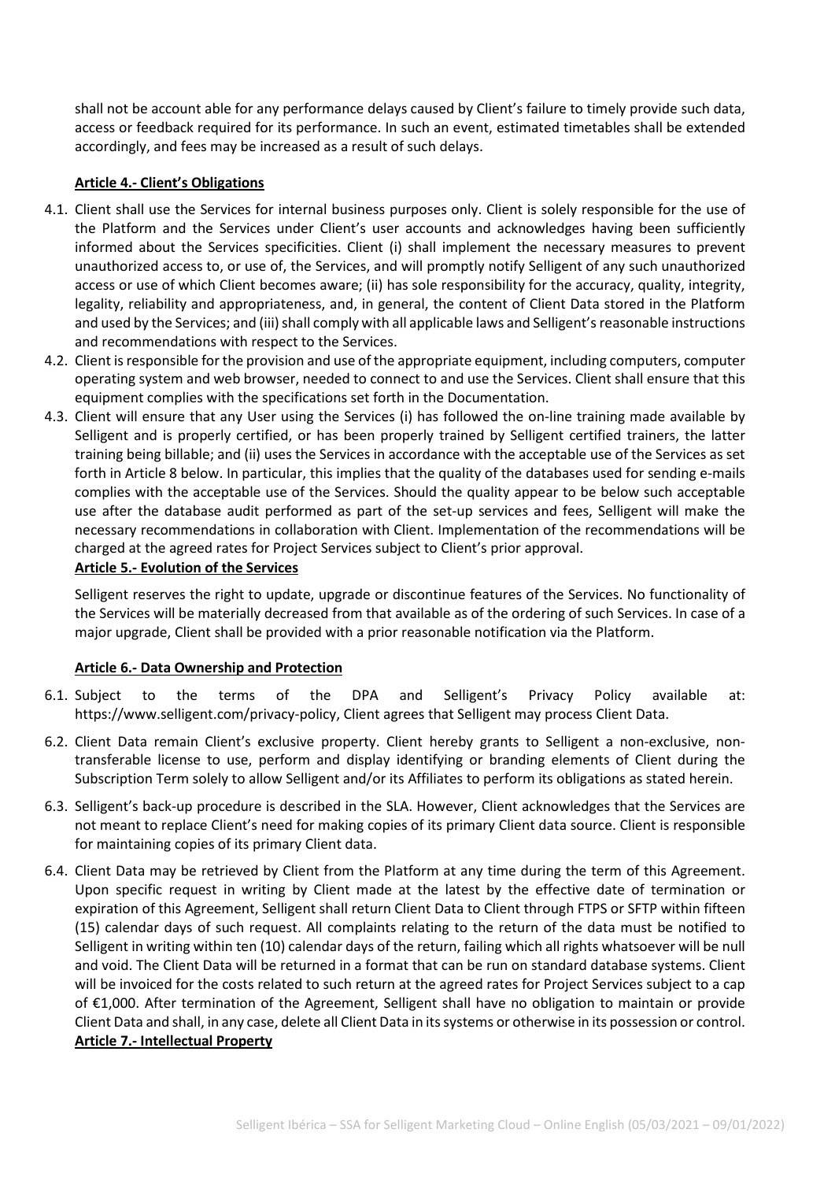shall not be account able for any performance delays caused by Client's failure to timely provide such data, access or feedback required for its performance. In such an event, estimated timetables shall be extended accordingly, and fees may be increased as a result of such delays.

**Article 4.- Client's Obligations**

4.1. Client shall use the Services for internal business purposes only. Client is solely responsible for the use of the Platform and the Services under Client's user accounts and acknowledges having been sufficiently informed about the Services specificities. Client (i) shall implement the necessary measures to prevent unauthorized access to, or use of, the Services, and will promptly notify Selligent of any such unauthorized access or use of which Client becomes aware; (ii) has sole responsibility for the accuracy, quality, integrity, legality, reliability and appropriateness, and, in general, the content of Client Data stored in the Platform and used by the Services; and (iii) shall comply with all applicable laws and Selligent's reasonable instructions and recommendations with respect to the Services.

4.2. Client is responsible for the provision and use of the appropriate equipment, including computers, computer operating system and web browser, needed to connect to and use the Services. Client shall ensure that this equipment complies with the specifications set forth in the Documentation.

4.3. Client will ensure that any User using the Services (i) has followed the on-line training made available by Selligent and is properly certified, or has been properly trained by Selligent certified trainers, the latter training being billable; and (ii) uses the Services in accordance with the acceptable use of the Services as set forth in Article 8 below. In particular, this implies that the quality of the databases used for sending e-mails complies with the acceptable use of the Services. Should the quality appear to be below such acceptable use after the database audit performed as part of the set-up services and fees, Selligent will make the necessary recommendations in collaboration with Client. Implementation of the recommendations will be charged at the agreed rates for Project Services subject to Client's prior approval.

**Article 5.- Evolution of the Services**

Selligent reserves the right to update, upgrade or discontinue features of the Services. No functionality of the Services will be materially decreased from that available as of the ordering of such Services. In case of a major upgrade, Client shall be provided with a prior reasonable notification via the Platform.

**Article 6.- Data Ownership and Protection**

6.1. Subject to the terms of the DPA and Selligent's Privacy Policy available at: https://www.selligent.com/privacy-policy, Client agrees that Selligent may process Client Data.

6.2. Client Data remain Client's exclusive property. Client hereby grants to Selligent a non-exclusive, non-transferable license to use, perform and display identifying or branding elements of Client during the Subscription Term solely to allow Selligent and/or its Affiliates to perform its obligations as stated herein.

6.3. Selligent's back-up procedure is described in the SLA. However, Client acknowledges that the Services are not meant to replace Client's need for making copies of its primary Client data source. Client is responsible for maintaining copies of its primary Client data.

6.4. Client Data may be retrieved by Client from the Platform at any time during the term of this Agreement. Upon specific request in writing by Client made at the latest by the effective date of termination or expiration of this Agreement, Selligent shall return Client Data to Client through FTPS or SFTP within fifteen (15) calendar days of such request. All complaints relating to the return of the data must be notified to Selligent in writing within ten (10) calendar days of the return, failing which all rights whatsoever will be null and void. The Client Data will be returned in a format that can be run on standard database systems. Client will be invoiced for the costs related to such return at the agreed rates for Project Services subject to a cap of €1,000. After termination of the Agreement, Selligent shall have no obligation to maintain or provide Client Data and shall, in any case, delete all Client Data in its systems or otherwise in its possession or control.

**Article 7.- Intellectual Property**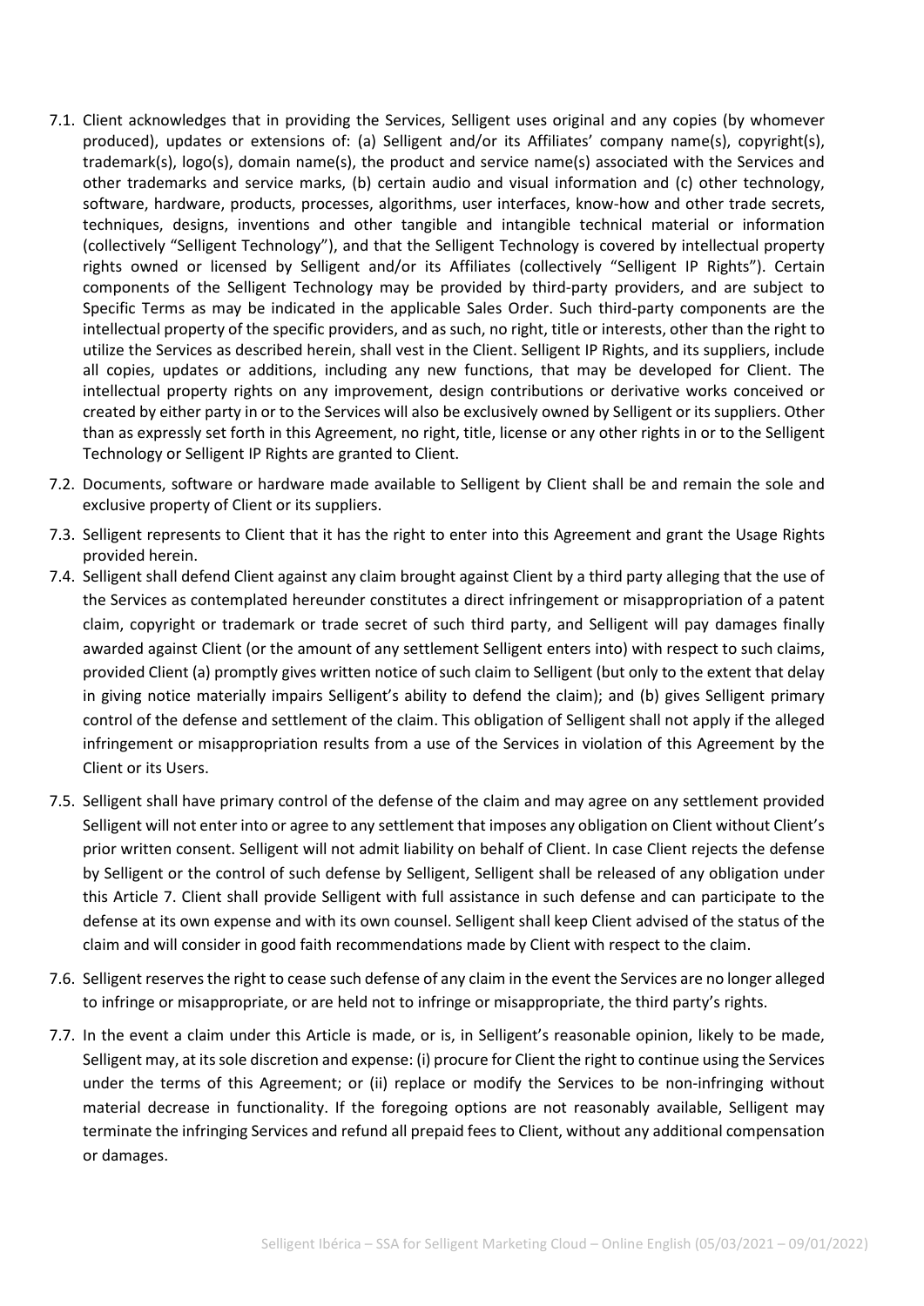7.1. Client acknowledges that in providing the Services, Selligent uses original and any copies (by whomever produced), updates or extensions of: (a) Selligent and/or its Affiliates' company name(s), copyright(s), trademark(s), logo(s), domain name(s), the product and service name(s) associated with the Services and other trademarks and service marks, (b) certain audio and visual information and (c) other technology, software, hardware, products, processes, algorithms, user interfaces, know-how and other trade secrets, techniques, designs, inventions and other tangible and intangible technical material or information (collectively "Selligent Technology"), and that the Selligent Technology is covered by intellectual property rights owned or licensed by Selligent and/or its Affiliates (collectively "Selligent IP Rights"). Certain components of the Selligent Technology may be provided by third-party providers, and are subject to Specific Terms as may be indicated in the applicable Sales Order. Such third-party components are the intellectual property of the specific providers, and as such, no right, title or interests, other than the right to utilize the Services as described herein, shall vest in the Client. Selligent IP Rights, and its suppliers, include all copies, updates or additions, including any new functions, that may be developed for Client. The intellectual property rights on any improvement, design contributions or derivative works conceived or created by either party in or to the Services will also be exclusively owned by Selligent or its suppliers. Other than as expressly set forth in this Agreement, no right, title, license or any other rights in or to the Selligent Technology or Selligent IP Rights are granted to Client.

7.2. Documents, software or hardware made available to Selligent by Client shall be and remain the sole and exclusive property of Client or its suppliers.

7.3. Selligent represents to Client that it has the right to enter into this Agreement and grant the Usage Rights provided herein.

7.4. Selligent shall defend Client against any claim brought against Client by a third party alleging that the use of the Services as contemplated hereunder constitutes a direct infringement or misappropriation of a patent claim, copyright or trademark or trade secret of such third party, and Selligent will pay damages finally awarded against Client (or the amount of any settlement Selligent enters into) with respect to such claims, provided Client (a) promptly gives written notice of such claim to Selligent (but only to the extent that delay in giving notice materially impairs Selligent's ability to defend the claim); and (b) gives Selligent primary control of the defense and settlement of the claim. This obligation of Selligent shall not apply if the alleged infringement or misappropriation results from a use of the Services in violation of this Agreement by the Client or its Users.

7.5. Selligent shall have primary control of the defense of the claim and may agree on any settlement provided Selligent will not enter into or agree to any settlement that imposes any obligation on Client without Client's prior written consent. Selligent will not admit liability on behalf of Client. In case Client rejects the defense by Selligent or the control of such defense by Selligent, Selligent shall be released of any obligation under this Article 7. Client shall provide Selligent with full assistance in such defense and can participate to the defense at its own expense and with its own counsel. Selligent shall keep Client advised of the status of the claim and will consider in good faith recommendations made by Client with respect to the claim.

7.6. Selligent reserves the right to cease such defense of any claim in the event the Services are no longer alleged to infringe or misappropriate, or are held not to infringe or misappropriate, the third party's rights.

7.7. In the event a claim under this Article is made, or is, in Selligent's reasonable opinion, likely to be made, Selligent may, at its sole discretion and expense: (i) procure for Client the right to continue using the Services under the terms of this Agreement; or (ii) replace or modify the Services to be non-infringing without material decrease in functionality. If the foregoing options are not reasonably available, Selligent may terminate the infringing Services and refund all prepaid fees to Client, without any additional compensation or damages.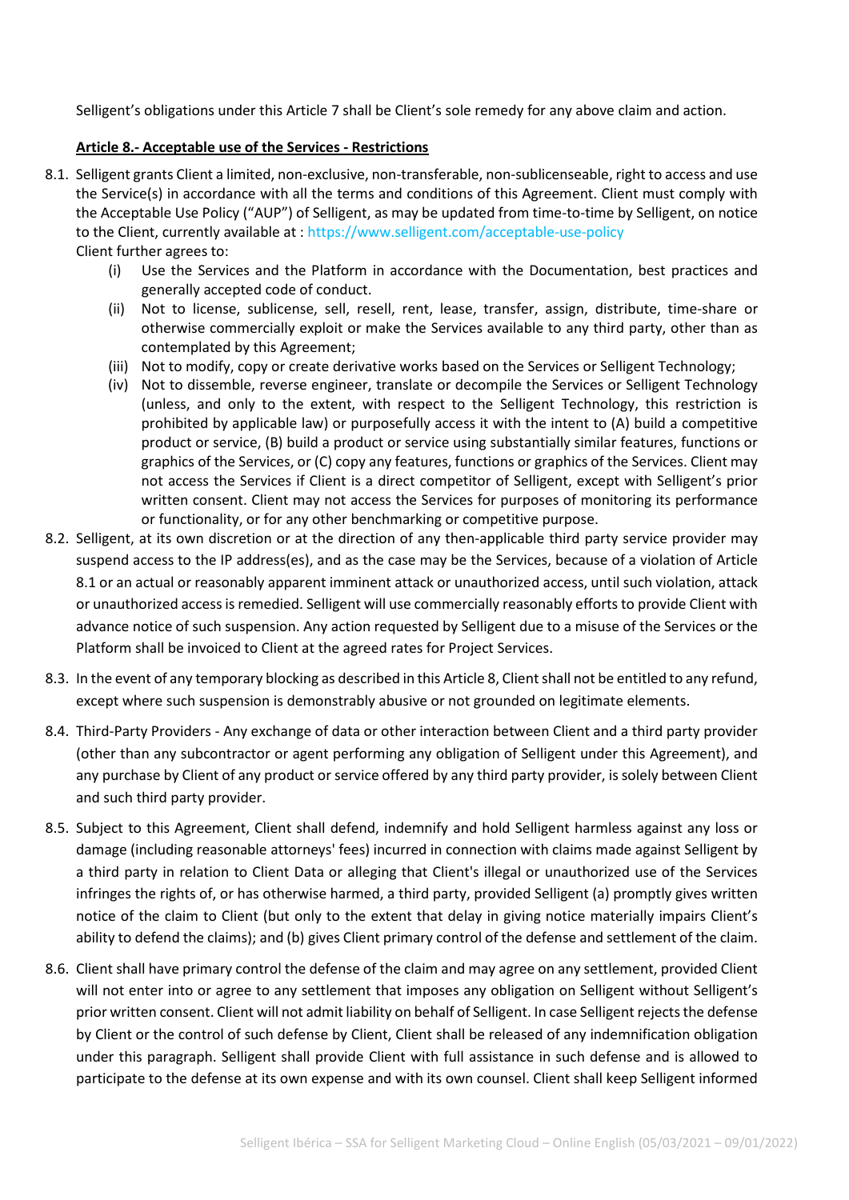Selligent's obligations under this Article 7 shall be Client's sole remedy for any above claim and action.

**Article 8.- Acceptable use of the Services - Restrictions**

8.1. Selligent grants Client a limited, non-exclusive, non-transferable, non-sublicenseable, right to access and use the Service(s) in accordance with all the terms and conditions of this Agreement. Client must comply with the Acceptable Use Policy ("AUP") of Selligent, as may be updated from time-to-time by Selligent, on notice to the Client, currently available at : https://www.selligent.com/acceptable-use-policy
Client further agrees to:

   (i) Use the Services and the Platform in accordance with the Documentation, best practices and generally accepted code of conduct.
   (ii) Not to license, sublicense, sell, resell, rent, lease, transfer, assign, distribute, time-share or otherwise commercially exploit or make the Services available to any third party, other than as contemplated by this Agreement;
   (iii) Not to modify, copy or create derivative works based on the Services or Selligent Technology;
   (iv) Not to dissemble, reverse engineer, translate or decompile the Services or Selligent Technology (unless, and only to the extent, with respect to the Selligent Technology, this restriction is prohibited by applicable law) or purposefully access it with the intent to (A) build a competitive product or service, (B) build a product or service using substantially similar features, functions or graphics of the Services, or (C) copy any features, functions or graphics of the Services. Client may not access the Services if Client is a direct competitor of Selligent, except with Selligent's prior written consent. Client may not access the Services for purposes of monitoring its performance or functionality, or for any other benchmarking or competitive purpose.

8.2. Selligent, at its own discretion or at the direction of any then-applicable third party service provider may suspend access to the IP address(es), and as the case may be the Services, because of a violation of Article 8.1 or an actual or reasonably apparent imminent attack or unauthorized access, until such violation, attack or unauthorized access is remedied. Selligent will use commercially reasonably efforts to provide Client with advance notice of such suspension. Any action requested by Selligent due to a misuse of the Services or the Platform shall be invoiced to Client at the agreed rates for Project Services.

8.3. In the event of any temporary blocking as described in this Article 8, Client shall not be entitled to any refund, except where such suspension is demonstrably abusive or not grounded on legitimate elements.

8.4. Third-Party Providers - Any exchange of data or other interaction between Client and a third party provider (other than any subcontractor or agent performing any obligation of Selligent under this Agreement), and any purchase by Client of any product or service offered by any third party provider, is solely between Client and such third party provider.

8.5. Subject to this Agreement, Client shall defend, indemnify and hold Selligent harmless against any loss or damage (including reasonable attorneys' fees) incurred in connection with claims made against Selligent by a third party in relation to Client Data or alleging that Client's illegal or unauthorized use of the Services infringes the rights of, or has otherwise harmed, a third party, provided Selligent (a) promptly gives written notice of the claim to Client (but only to the extent that delay in giving notice materially impairs Client's ability to defend the claims); and (b) gives Client primary control of the defense and settlement of the claim.

8.6. Client shall have primary control the defense of the claim and may agree on any settlement, provided Client will not enter into or agree to any settlement that imposes any obligation on Selligent without Selligent's prior written consent. Client will not admit liability on behalf of Selligent. In case Selligent rejects the defense by Client or the control of such defense by Client, Client shall be released of any indemnification obligation under this paragraph. Selligent shall provide Client with full assistance in such defense and is allowed to participate to the defense at its own expense and with its own counsel. Client shall keep Selligent informed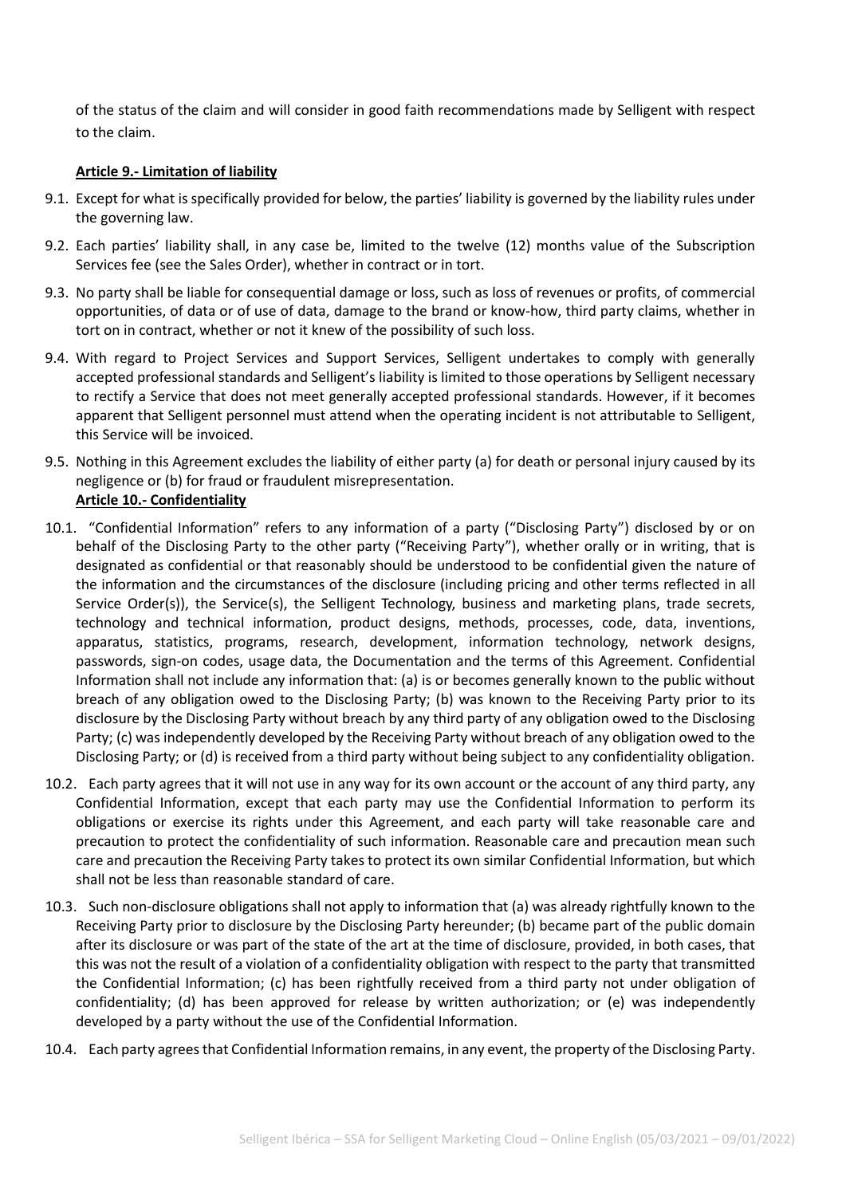of the status of the claim and will consider in good faith recommendations made by Selligent with respect to the claim.

**Article 9.- Limitation of liability**

9.1. Except for what is specifically provided for below, the parties' liability is governed by the liability rules under the governing law.

9.2. Each parties' liability shall, in any case be, limited to the twelve (12) months value of the Subscription Services fee (see the Sales Order), whether in contract or in tort.

9.3. No party shall be liable for consequential damage or loss, such as loss of revenues or profits, of commercial opportunities, of data or of use of data, damage to the brand or know-how, third party claims, whether in tort on in contract, whether or not it knew of the possibility of such loss.

9.4. With regard to Project Services and Support Services, Selligent undertakes to comply with generally accepted professional standards and Selligent's liability is limited to those operations by Selligent necessary to rectify a Service that does not meet generally accepted professional standards. However, if it becomes apparent that Selligent personnel must attend when the operating incident is not attributable to Selligent, this Service will be invoiced.

9.5. Nothing in this Agreement excludes the liability of either party (a) for death or personal injury caused by its negligence or (b) for fraud or fraudulent misrepresentation.

**Article 10.- Confidentiality**

10.1. "Confidential Information" refers to any information of a party ("Disclosing Party") disclosed by or on behalf of the Disclosing Party to the other party ("Receiving Party"), whether orally or in writing, that is designated as confidential or that reasonably should be understood to be confidential given the nature of the information and the circumstances of the disclosure (including pricing and other terms reflected in all Service Order(s)), the Service(s), the Selligent Technology, business and marketing plans, trade secrets, technology and technical information, product designs, methods, processes, code, data, inventions, apparatus, statistics, programs, research, development, information technology, network designs, passwords, sign-on codes, usage data, the Documentation and the terms of this Agreement. Confidential Information shall not include any information that: (a) is or becomes generally known to the public without breach of any obligation owed to the Disclosing Party; (b) was known to the Receiving Party prior to its disclosure by the Disclosing Party without breach by any third party of any obligation owed to the Disclosing Party; (c) was independently developed by the Receiving Party without breach of any obligation owed to the Disclosing Party; or (d) is received from a third party without being subject to any confidentiality obligation.

10.2. Each party agrees that it will not use in any way for its own account or the account of any third party, any Confidential Information, except that each party may use the Confidential Information to perform its obligations or exercise its rights under this Agreement, and each party will take reasonable care and precaution to protect the confidentiality of such information. Reasonable care and precaution mean such care and precaution the Receiving Party takes to protect its own similar Confidential Information, but which shall not be less than reasonable standard of care.

10.3. Such non-disclosure obligations shall not apply to information that (a) was already rightfully known to the Receiving Party prior to disclosure by the Disclosing Party hereunder; (b) became part of the public domain after its disclosure or was part of the state of the art at the time of disclosure, provided, in both cases, that this was not the result of a violation of a confidentiality obligation with respect to the party that transmitted the Confidential Information; (c) has been rightfully received from a third party not under obligation of confidentiality; (d) has been approved for release by written authorization; or (e) was independently developed by a party without the use of the Confidential Information.

10.4. Each party agrees that Confidential Information remains, in any event, the property of the Disclosing Party.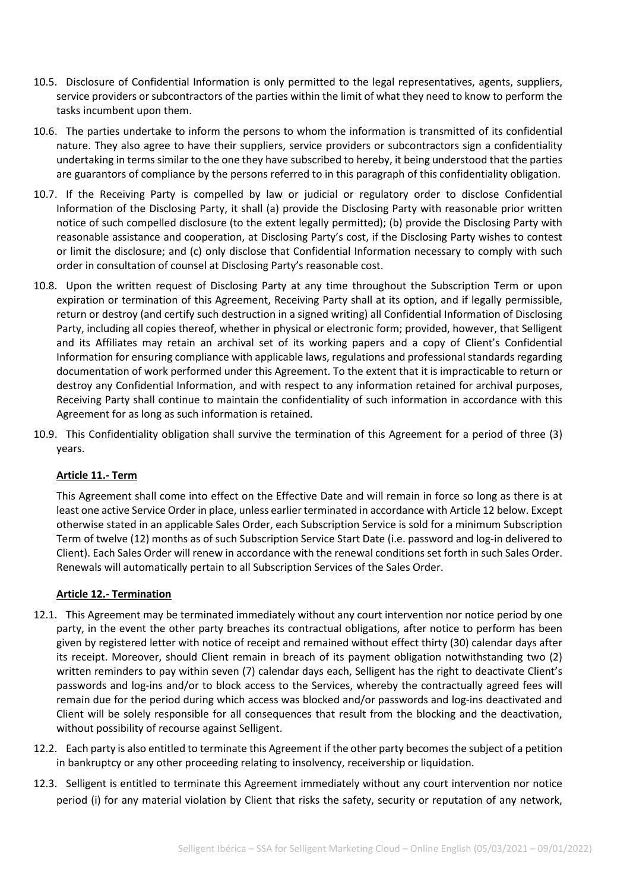10.5. Disclosure of Confidential Information is only permitted to the legal representatives, agents, suppliers, service providers or subcontractors of the parties within the limit of what they need to know to perform the tasks incumbent upon them.

10.6. The parties undertake to inform the persons to whom the information is transmitted of its confidential nature. They also agree to have their suppliers, service providers or subcontractors sign a confidentiality undertaking in terms similar to the one they have subscribed to hereby, it being understood that the parties are guarantors of compliance by the persons referred to in this paragraph of this confidentiality obligation.

10.7. If the Receiving Party is compelled by law or judicial or regulatory order to disclose Confidential Information of the Disclosing Party, it shall (a) provide the Disclosing Party with reasonable prior written notice of such compelled disclosure (to the extent legally permitted); (b) provide the Disclosing Party with reasonable assistance and cooperation, at Disclosing Party's cost, if the Disclosing Party wishes to contest or limit the disclosure; and (c) only disclose that Confidential Information necessary to comply with such order in consultation of counsel at Disclosing Party's reasonable cost.

10.8. Upon the written request of Disclosing Party at any time throughout the Subscription Term or upon expiration or termination of this Agreement, Receiving Party shall at its option, and if legally permissible, return or destroy (and certify such destruction in a signed writing) all Confidential Information of Disclosing Party, including all copies thereof, whether in physical or electronic form; provided, however, that Selligent and its Affiliates may retain an archival set of its working papers and a copy of Client's Confidential Information for ensuring compliance with applicable laws, regulations and professional standards regarding documentation of work performed under this Agreement. To the extent that it is impracticable to return or destroy any Confidential Information, and with respect to any information retained for archival purposes, Receiving Party shall continue to maintain the confidentiality of such information in accordance with this Agreement for as long as such information is retained.

10.9. This Confidentiality obligation shall survive the termination of this Agreement for a period of three (3) years.

## Article 11.- Term

This Agreement shall come into effect on the Effective Date and will remain in force so long as there is at least one active Service Order in place, unless earlier terminated in accordance with Article 12 below. Except otherwise stated in an applicable Sales Order, each Subscription Service is sold for a minimum Subscription Term of twelve (12) months as of such Subscription Service Start Date (i.e. password and log-in delivered to Client). Each Sales Order will renew in accordance with the renewal conditions set forth in such Sales Order. Renewals will automatically pertain to all Subscription Services of the Sales Order.

## Article 12.- Termination

12.1. This Agreement may be terminated immediately without any court intervention nor notice period by one party, in the event the other party breaches its contractual obligations, after notice to perform has been given by registered letter with notice of receipt and remained without effect thirty (30) calendar days after its receipt. Moreover, should Client remain in breach of its payment obligation notwithstanding two (2) written reminders to pay within seven (7) calendar days each, Selligent has the right to deactivate Client's passwords and log-ins and/or to block access to the Services, whereby the contractually agreed fees will remain due for the period during which access was blocked and/or passwords and log-ins deactivated and Client will be solely responsible for all consequences that result from the blocking and the deactivation, without possibility of recourse against Selligent.

12.2. Each party is also entitled to terminate this Agreement if the other party becomes the subject of a petition in bankruptcy or any other proceeding relating to insolvency, receivership or liquidation.

12.3. Selligent is entitled to terminate this Agreement immediately without any court intervention nor notice period (i) for any material violation by Client that risks the safety, security or reputation of any network,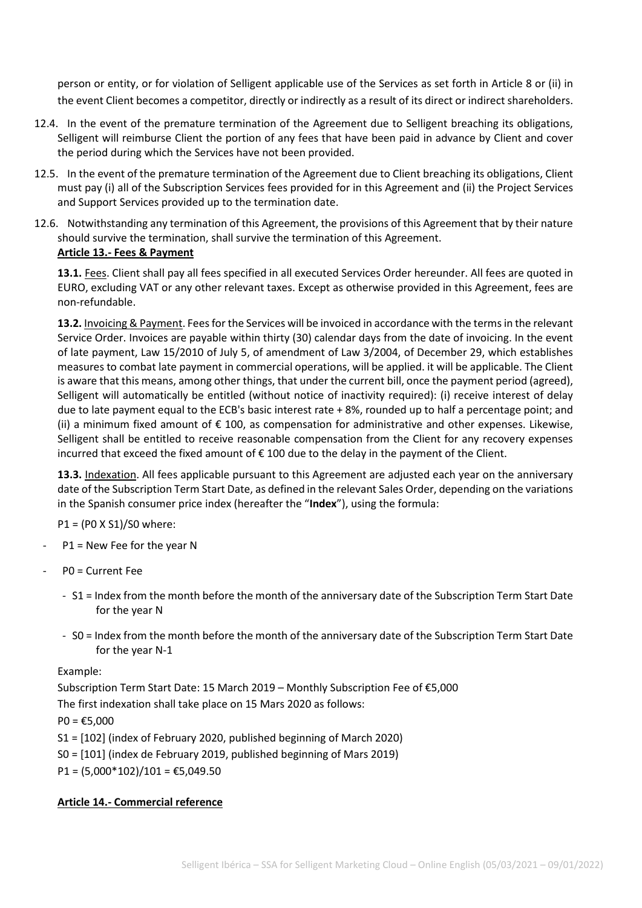person or entity, or for violation of Selligent applicable use of the Services as set forth in Article 8 or (ii) in the event Client becomes a competitor, directly or indirectly as a result of its direct or indirect shareholders.

12.4. In the event of the premature termination of the Agreement due to Selligent breaching its obligations, Selligent will reimburse Client the portion of any fees that have been paid in advance by Client and cover the period during which the Services have not been provided.

12.5. In the event of the premature termination of the Agreement due to Client breaching its obligations, Client must pay (i) all of the Subscription Services fees provided for in this Agreement and (ii) the Project Services and Support Services provided up to the termination date.

12.6. Notwithstanding any termination of this Agreement, the provisions of this Agreement that by their nature should survive the termination, shall survive the termination of this Agreement.

**Article 13.- Fees & Payment**

**13.1.** Fees. Client shall pay all fees specified in all executed Services Order hereunder. All fees are quoted in EURO, excluding VAT or any other relevant taxes. Except as otherwise provided in this Agreement, fees are non-refundable.

**13.2.** Invoicing & Payment. Fees for the Services will be invoiced in accordance with the terms in the relevant Service Order. Invoices are payable within thirty (30) calendar days from the date of invoicing. In the event of late payment, Law 15/2010 of July 5, of amendment of Law 3/2004, of December 29, which establishes measures to combat late payment in commercial operations, will be applied. it will be applicable. The Client is aware that this means, among other things, that under the current bill, once the payment period (agreed), Selligent will automatically be entitled (without notice of inactivity required): (i) receive interest of delay due to late payment equal to the ECB's basic interest rate + 8%, rounded up to half a percentage point; and (ii) a minimum fixed amount of € 100, as compensation for administrative and other expenses. Likewise, Selligent shall be entitled to receive reasonable compensation from the Client for any recovery expenses incurred that exceed the fixed amount of € 100 due to the delay in the payment of the Client.

**13.3.** Indexation. All fees applicable pursuant to this Agreement are adjusted each year on the anniversary date of the Subscription Term Start Date, as defined in the relevant Sales Order, depending on the variations in the Spanish consumer price index (hereafter the "**Index**"), using the formula:

$P1 = (P0 \times S1)/S0$ where:

- P1 = New Fee for the year N
- P0 = Current Fee
  - S1 = Index from the month before the month of the anniversary date of the Subscription Term Start Date for the year N
  - S0 = Index from the month before the month of the anniversary date of the Subscription Term Start Date for the year N-1

Example:

Subscription Term Start Date: 15 March 2019 – Monthly Subscription Fee of €5,000

The first indexation shall take place on 15 Mars 2020 as follows:

P0 = €5,000

S1 = [102] (index of February 2020, published beginning of March 2020)

S0 = [101] (index de February 2019, published beginning of Mars 2019)

P1 = (5,000*102)/101 = €5,049.50

**Article 14.- Commercial reference**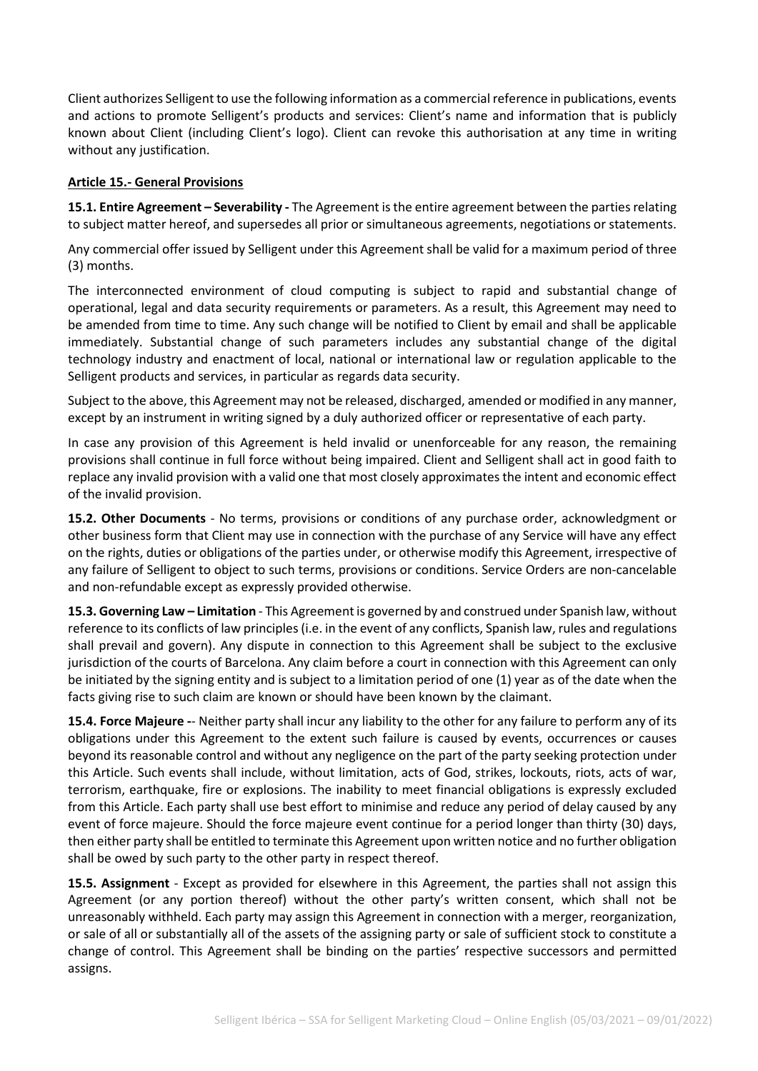Client authorizes Selligent to use the following information as a commercial reference in publications, events and actions to promote Selligent's products and services: Client's name and information that is publicly known about Client (including Client's logo). Client can revoke this authorisation at any time in writing without any justification.

**Article 15.- General Provisions**

**15.1. Entire Agreement – Severability -** The Agreement is the entire agreement between the parties relating to subject matter hereof, and supersedes all prior or simultaneous agreements, negotiations or statements.

Any commercial offer issued by Selligent under this Agreement shall be valid for a maximum period of three (3) months.

The interconnected environment of cloud computing is subject to rapid and substantial change of operational, legal and data security requirements or parameters. As a result, this Agreement may need to be amended from time to time. Any such change will be notified to Client by email and shall be applicable immediately. Substantial change of such parameters includes any substantial change of the digital technology industry and enactment of local, national or international law or regulation applicable to the Selligent products and services, in particular as regards data security.

Subject to the above, this Agreement may not be released, discharged, amended or modified in any manner, except by an instrument in writing signed by a duly authorized officer or representative of each party.

In case any provision of this Agreement is held invalid or unenforceable for any reason, the remaining provisions shall continue in full force without being impaired. Client and Selligent shall act in good faith to replace any invalid provision with a valid one that most closely approximates the intent and economic effect of the invalid provision.

**15.2. Other Documents** - No terms, provisions or conditions of any purchase order, acknowledgment or other business form that Client may use in connection with the purchase of any Service will have any effect on the rights, duties or obligations of the parties under, or otherwise modify this Agreement, irrespective of any failure of Selligent to object to such terms, provisions or conditions. Service Orders are non-cancelable and non-refundable except as expressly provided otherwise.

**15.3. Governing Law – Limitation** - This Agreement is governed by and construed under Spanish law, without reference to its conflicts of law principles (i.e. in the event of any conflicts, Spanish law, rules and regulations shall prevail and govern). Any dispute in connection to this Agreement shall be subject to the exclusive jurisdiction of the courts of Barcelona. Any claim before a court in connection with this Agreement can only be initiated by the signing entity and is subject to a limitation period of one (1) year as of the date when the facts giving rise to such claim are known or should have been known by the claimant.

**15.4. Force Majeure -**- Neither party shall incur any liability to the other for any failure to perform any of its obligations under this Agreement to the extent such failure is caused by events, occurrences or causes beyond its reasonable control and without any negligence on the part of the party seeking protection under this Article. Such events shall include, without limitation, acts of God, strikes, lockouts, riots, acts of war, terrorism, earthquake, fire or explosions. The inability to meet financial obligations is expressly excluded from this Article. Each party shall use best effort to minimise and reduce any period of delay caused by any event of force majeure. Should the force majeure event continue for a period longer than thirty (30) days, then either party shall be entitled to terminate this Agreement upon written notice and no further obligation shall be owed by such party to the other party in respect thereof.

**15.5. Assignment** - Except as provided for elsewhere in this Agreement, the parties shall not assign this Agreement (or any portion thereof) without the other party's written consent, which shall not be unreasonably withheld. Each party may assign this Agreement in connection with a merger, reorganization, or sale of all or substantially all of the assets of the assigning party or sale of sufficient stock to constitute a change of control. This Agreement shall be binding on the parties' respective successors and permitted assigns.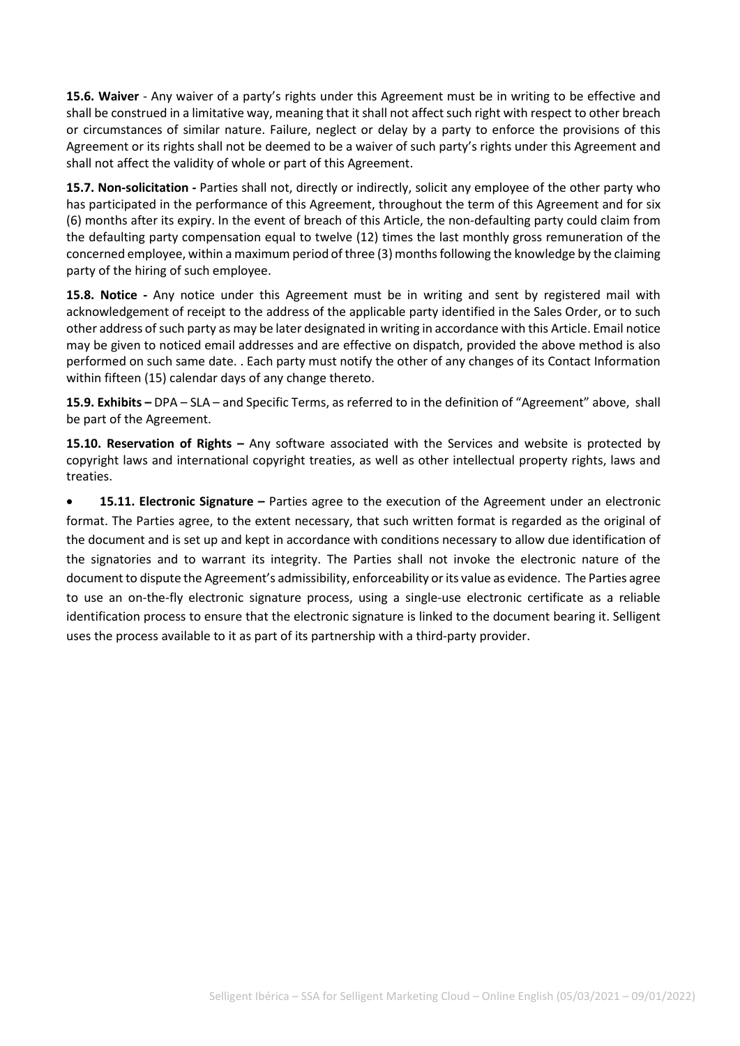**15.6. Waiver** - Any waiver of a party's rights under this Agreement must be in writing to be effective and shall be construed in a limitative way, meaning that it shall not affect such right with respect to other breach or circumstances of similar nature. Failure, neglect or delay by a party to enforce the provisions of this Agreement or its rights shall not be deemed to be a waiver of such party's rights under this Agreement and shall not affect the validity of whole or part of this Agreement.

**15.7. Non-solicitation -** Parties shall not, directly or indirectly, solicit any employee of the other party who has participated in the performance of this Agreement, throughout the term of this Agreement and for six (6) months after its expiry. In the event of breach of this Article, the non-defaulting party could claim from the defaulting party compensation equal to twelve (12) times the last monthly gross remuneration of the concerned employee, within a maximum period of three (3) months following the knowledge by the claiming party of the hiring of such employee.

**15.8. Notice -** Any notice under this Agreement must be in writing and sent by registered mail with acknowledgement of receipt to the address of the applicable party identified in the Sales Order, or to such other address of such party as may be later designated in writing in accordance with this Article. Email notice may be given to noticed email addresses and are effective on dispatch, provided the above method is also performed on such same date. . Each party must notify the other of any changes of its Contact Information within fifteen (15) calendar days of any change thereto.

**15.9. Exhibits –** DPA – SLA – and Specific Terms, as referred to in the definition of "Agreement" above, shall be part of the Agreement.

**15.10. Reservation of Rights –** Any software associated with the Services and website is protected by copyright laws and international copyright treaties, as well as other intellectual property rights, laws and treaties.

- **15.11. Electronic Signature –** Parties agree to the execution of the Agreement under an electronic format. The Parties agree, to the extent necessary, that such written format is regarded as the original of the document and is set up and kept in accordance with conditions necessary to allow due identification of the signatories and to warrant its integrity. The Parties shall not invoke the electronic nature of the document to dispute the Agreement's admissibility, enforceability or its value as evidence. The Parties agree to use an on-the-fly electronic signature process, using a single-use electronic certificate as a reliable identification process to ensure that the electronic signature is linked to the document bearing it. Selligent uses the process available to it as part of its partnership with a third-party provider.